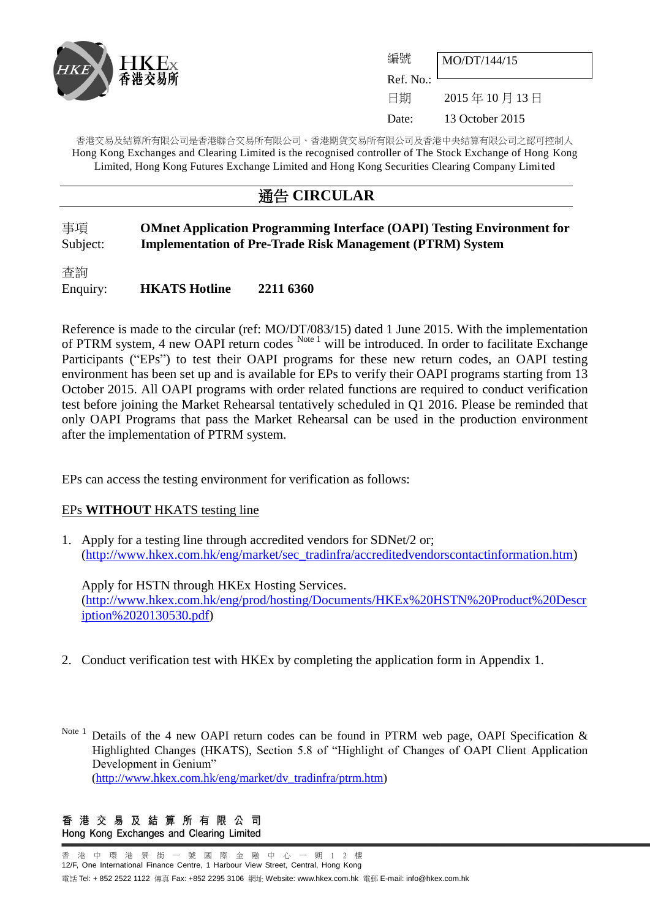HKEx 香港交易所

| | |
|---|---|
| 編號 Ref. No.: | MO/DT/144/15 |
| 日期 Date: | 2015 年 10 月 13 日 13 October 2015 |

香港交易及結算所有限公司是香港聯合交易所有限公司、香港期貨交易所有限公司及香港中央結算有限公司之認可控制人
Hong Kong Exchanges and Clearing Limited is the recognised controller of The Stock Exchange of Hong Kong Limited, Hong Kong Futures Exchange Limited and Hong Kong Securities Clearing Company Limited

# 通告 CIRCULAR

事項 Subject: **OMnet Application Programming Interface (OAPI) Testing Environment for Implementation of Pre-Trade Risk Management (PTRM) System**

查詢 Enquiry: **HKATS Hotline 2211 6360**

Reference is made to the circular (ref: MO/DT/083/15) dated 1 June 2015. With the implementation of PTRM system, 4 new OAPI return codes [Note 1] will be introduced. In order to facilitate Exchange Participants ("EPs") to test their OAPI programs for these new return codes, an OAPI testing environment has been set up and is available for EPs to verify their OAPI programs starting from 13 October 2015. All OAPI programs with order related functions are required to conduct verification test before joining the Market Rehearsal tentatively scheduled in Q1 2016. Please be reminded that only OAPI Programs that pass the Market Rehearsal can be used in the production environment after the implementation of PTRM system.

EPs can access the testing environment for verification as follows:

<u>EPs **WITHOUT** HKATS testing line</u>

1. Apply for a testing line through accredited vendors for SDNet/2 or; (http://www.hkex.com.hk/eng/market/sec_tradinfra/accreditedvendorscontactinformation.htm)

   Apply for HSTN through HKEx Hosting Services. (http://www.hkex.com.hk/eng/prod/hosting/Documents/HKEx%20HSTN%20Product%20Description%2020130530.pdf)

2. Conduct verification test with HKEx by completing the application form in Appendix 1.

Note 1 Details of the 4 new OAPI return codes can be found in PTRM web page, OAPI Specification & Highlighted Changes (HKATS), Section 5.8 of "Highlight of Changes of OAPI Client Application Development in Genium" (http://www.hkex.com.hk/eng/market/dv_tradinfra/ptrm.htm)

香 港 交 易 及 結 算 所 有 限 公 司
Hong Kong Exchanges and Clearing Limited

香港中環港景街一號國際金融中心一期12樓
12/F, One International Finance Centre, 1 Harbour View Street, Central, Hong Kong
電話 Tel: + 852 2522 1122 傳真 Fax: +852 2295 3106 網址 Website: www.hkex.com.hk 電郵 E-mail: info@hkex.com.hk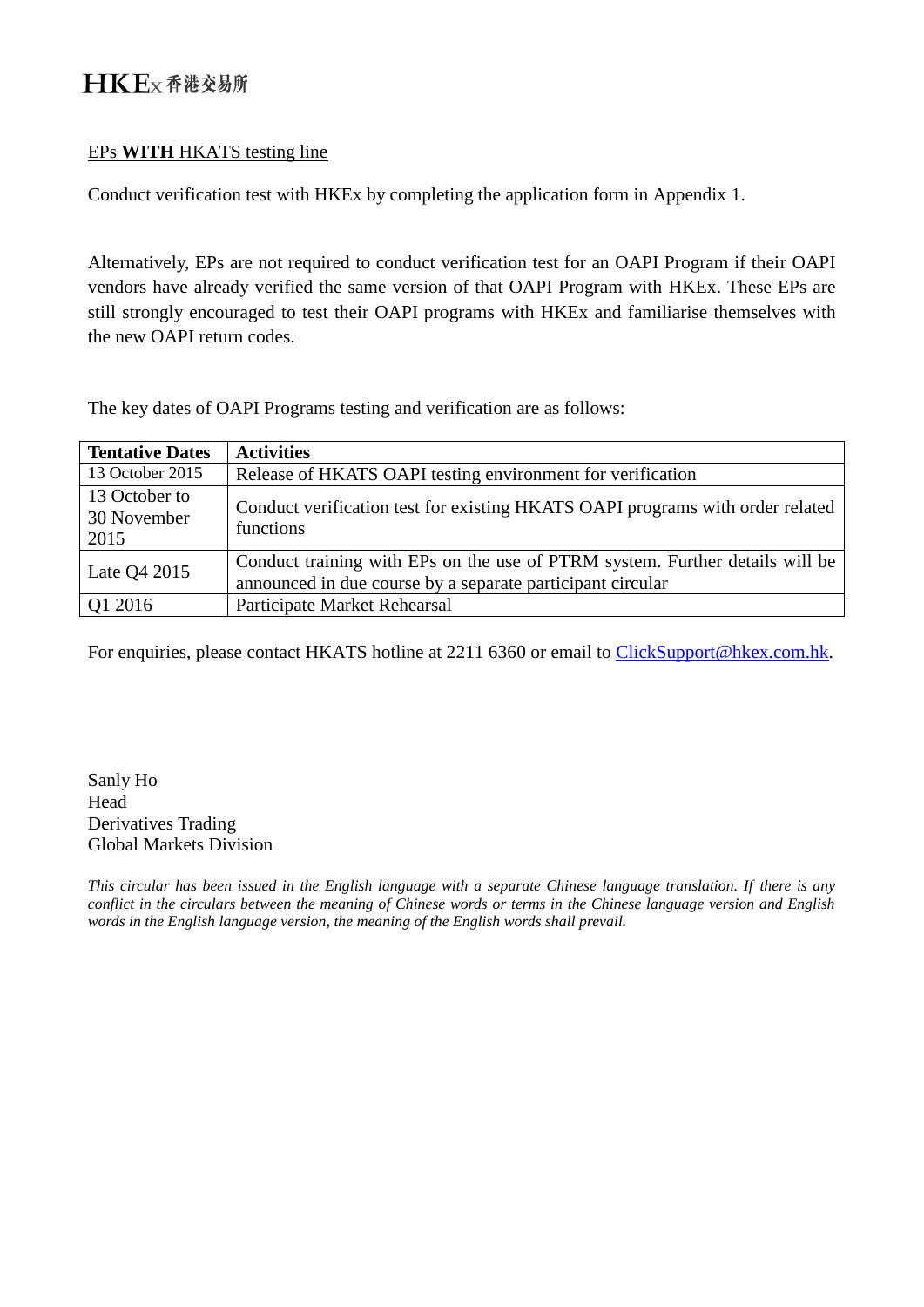EPs **WITH** HKATS testing line

Conduct verification test with HKEx by completing the application form in Appendix 1.

Alternatively, EPs are not required to conduct verification test for an OAPI Program if their OAPI vendors have already verified the same version of that OAPI Program with HKEx. These EPs are still strongly encouraged to test their OAPI programs with HKEx and familiarise themselves with the new OAPI return codes.

The key dates of OAPI Programs testing and verification are as follows:

| **Tentative Dates** | **Activities** |
|---|---|
| 13 October 2015 | Release of HKATS OAPI testing environment for verification |
| 13 October to 30 November 2015 | Conduct verification test for existing HKATS OAPI programs with order related functions |
| Late Q4 2015 | Conduct training with EPs on the use of PTRM system. Further details will be announced in due course by a separate participant circular |
| Q1 2016 | Participate Market Rehearsal |

For enquiries, please contact HKATS hotline at 2211 6360 or email to ClickSupport@hkex.com.hk.

Sanly Ho
Head
Derivatives Trading
Global Markets Division

*This circular has been issued in the English language with a separate Chinese language translation. If there is any conflict in the circulars between the meaning of Chinese words or terms in the Chinese language version and English words in the English language version, the meaning of the English words shall prevail.*